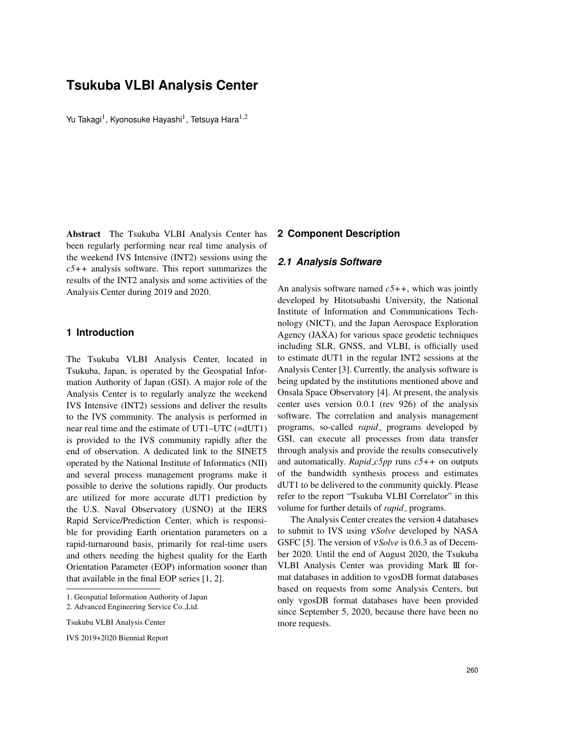# Tsukuba VLBI Analysis Center

Yu Takagi[1], Kyonosuke Hayashi[1], Tetsuya Hara[1,2]

**Abstract** The Tsukuba VLBI Analysis Center has been regularly performing near real time analysis of the weekend IVS Intensive (INT2) sessions using the *c5++* analysis software. This report summarizes the results of the INT2 analysis and some activities of the Analysis Center during 2019 and 2020.

## 1 Introduction

The Tsukuba VLBI Analysis Center, located in Tsukuba, Japan, is operated by the Geospatial Information Authority of Japan (GSI). A major role of the Analysis Center is to regularly analyze the weekend IVS Intensive (INT2) sessions and deliver the results to the IVS community. The analysis is performed in near real time and the estimate of UT1–UTC (=dUT1) is provided to the IVS community rapidly after the end of observation. A dedicated link to the SINET5 operated by the National Institute of Informatics (NII) and several process management programs make it possible to derive the solutions rapidly. Our products are utilized for more accurate dUT1 prediction by the U.S. Naval Observatory (USNO) at the IERS Rapid Service/Prediction Center, which is responsible for providing Earth orientation parameters on a rapid-turnaround basis, primarily for real-time users and others needing the highest quality for the Earth Orientation Parameter (EOP) information sooner than that available in the final EOP series [1, 2].

1. Geospatial Information Authority of Japan
2. Advanced Engineering Service Co.,Ltd.

Tsukuba VLBI Analysis Center

IVS 2019+2020 Biennial Report

## 2 Component Description

### 2.1 Analysis Software

An analysis software named *c5++*, which was jointly developed by Hitotsubashi University, the National Institute of Information and Communications Technology (NICT), and the Japan Aerospace Exploration Agency (JAXA) for various space geodetic techniques including SLR, GNSS, and VLBI, is officially used to estimate dUT1 in the regular INT2 sessions at the Analysis Center [3]. Currently, the analysis software is being updated by the institutions mentioned above and Onsala Space Observatory [4]. At present, the analysis center uses version 0.0.1 (rev 926) of the analysis software. The correlation and analysis management programs, so-called *rapid_* programs developed by GSI, can execute all processes from data transfer through analysis and provide the results consecutively and automatically. *Rapid_c5pp* runs *c5++* on outputs of the bandwidth synthesis process and estimates dUT1 to be delivered to the community quickly. Please refer to the report "Tsukuba VLBI Correlator" in this volume for further details of *rapid_* programs.

The Analysis Center creates the version 4 databases to submit to IVS using *νSolve* developed by NASA GSFC [5]. The version of *νSolve* is 0.6.3 as of December 2020. Until the end of August 2020, the Tsukuba VLBI Analysis Center was providing Mark Ⅲ format databases in addition to vgosDB format databases based on requests from some Analysis Centers, but only vgosDB format databases have been provided since September 5, 2020, because there have been no more requests.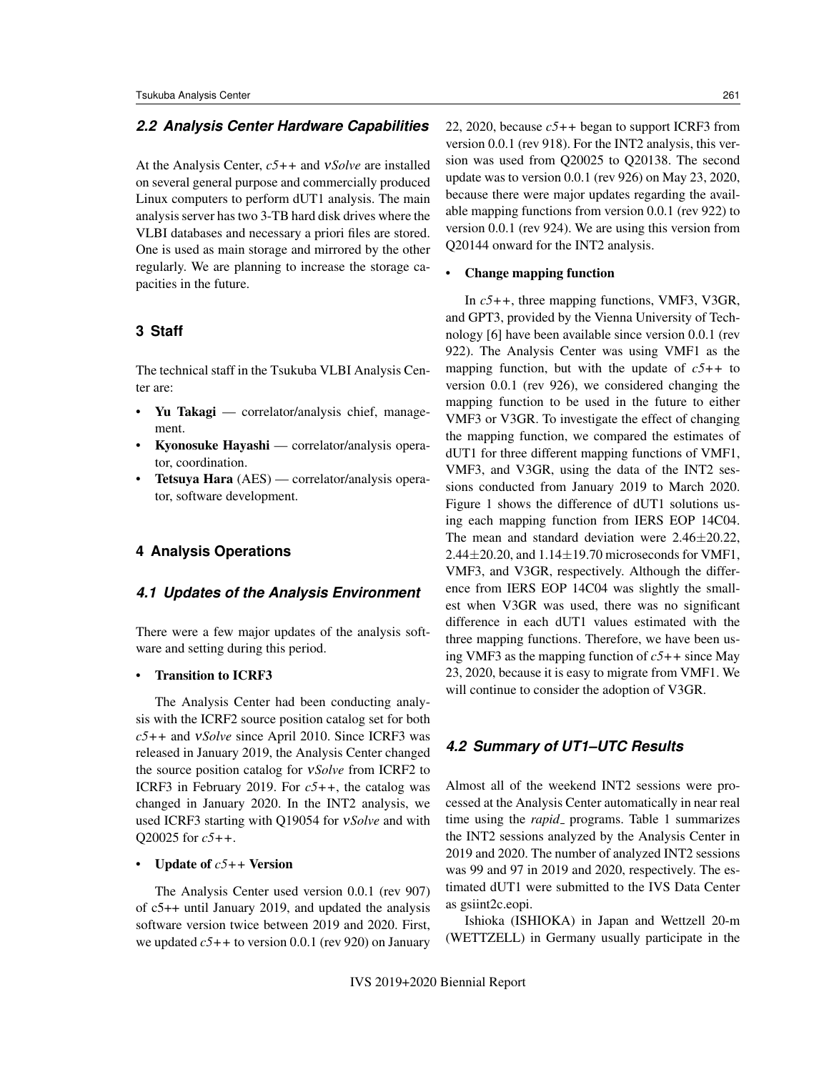### 2.2 Analysis Center Hardware Capabilities

At the Analysis Center, *c5++* and *vSolve* are installed on several general purpose and commercially produced Linux computers to perform dUT1 analysis. The main analysis server has two 3-TB hard disk drives where the VLBI databases and necessary a priori files are stored. One is used as main storage and mirrored by the other regularly. We are planning to increase the storage capacities in the future.

## 3 Staff

The technical staff in the Tsukuba VLBI Analysis Center are:

- **Yu Takagi** — correlator/analysis chief, management.
- **Kyonosuke Hayashi** — correlator/analysis operator, coordination.
- **Tetsuya Hara** (AES) — correlator/analysis operator, software development.

## 4 Analysis Operations

### 4.1 Updates of the Analysis Environment

There were a few major updates of the analysis software and setting during this period.

- **Transition to ICRF3**

The Analysis Center had been conducting analysis with the ICRF2 source position catalog set for both *c5++* and *vSolve* since April 2010. Since ICRF3 was released in January 2019, the Analysis Center changed the source position catalog for *vSolve* from ICRF2 to ICRF3 in February 2019. For *c5++*, the catalog was changed in January 2020. In the INT2 analysis, we used ICRF3 starting with Q19054 for *vSolve* and with Q20025 for *c5++*.

- **Update of *c5++* Version**

The Analysis Center used version 0.0.1 (rev 907) of c5++ until January 2019, and updated the analysis software version twice between 2019 and 2020. First, we updated *c5++* to version 0.0.1 (rev 920) on January 22, 2020, because *c5++* began to support ICRF3 from version 0.0.1 (rev 918). For the INT2 analysis, this version was used from Q20025 to Q20138. The second update was to version 0.0.1 (rev 926) on May 23, 2020, because there were major updates regarding the available mapping functions from version 0.0.1 (rev 922) to version 0.0.1 (rev 924). We are using this version from Q20144 onward for the INT2 analysis.

- **Change mapping function**

In *c5++*, three mapping functions, VMF3, V3GR, and GPT3, provided by the Vienna University of Technology [6] have been available since version 0.0.1 (rev 922). The Analysis Center was using VMF1 as the mapping function, but with the update of *c5++* to version 0.0.1 (rev 926), we considered changing the mapping function to be used in the future to either VMF3 or V3GR. To investigate the effect of changing the mapping function, we compared the estimates of dUT1 for three different mapping functions of VMF1, VMF3, and V3GR, using the data of the INT2 sessions conducted from January 2019 to March 2020. Figure 1 shows the difference of dUT1 solutions using each mapping function from IERS EOP 14C04. The mean and standard deviation were $2.46 \pm 20.22$, $2.44 \pm 20.20$, and $1.14 \pm 19.70$ microseconds for VMF1, VMF3, and V3GR, respectively. Although the difference from IERS EOP 14C04 was slightly the smallest when V3GR was used, there was no significant difference in each dUT1 values estimated with the three mapping functions. Therefore, we have been using VMF3 as the mapping function of *c5++* since May 23, 2020, because it is easy to migrate from VMF1. We will continue to consider the adoption of V3GR.

### 4.2 Summary of UT1–UTC Results

Almost all of the weekend INT2 sessions were processed at the Analysis Center automatically in near real time using the *rapid_* programs. Table 1 summarizes the INT2 sessions analyzed by the Analysis Center in 2019 and 2020. The number of analyzed INT2 sessions was 99 and 97 in 2019 and 2020, respectively. The estimated dUT1 were submitted to the IVS Data Center as gsiint2c.eopi.

Ishioka (ISHIOKA) in Japan and Wettzell 20-m (WETTZELL) in Germany usually participate in the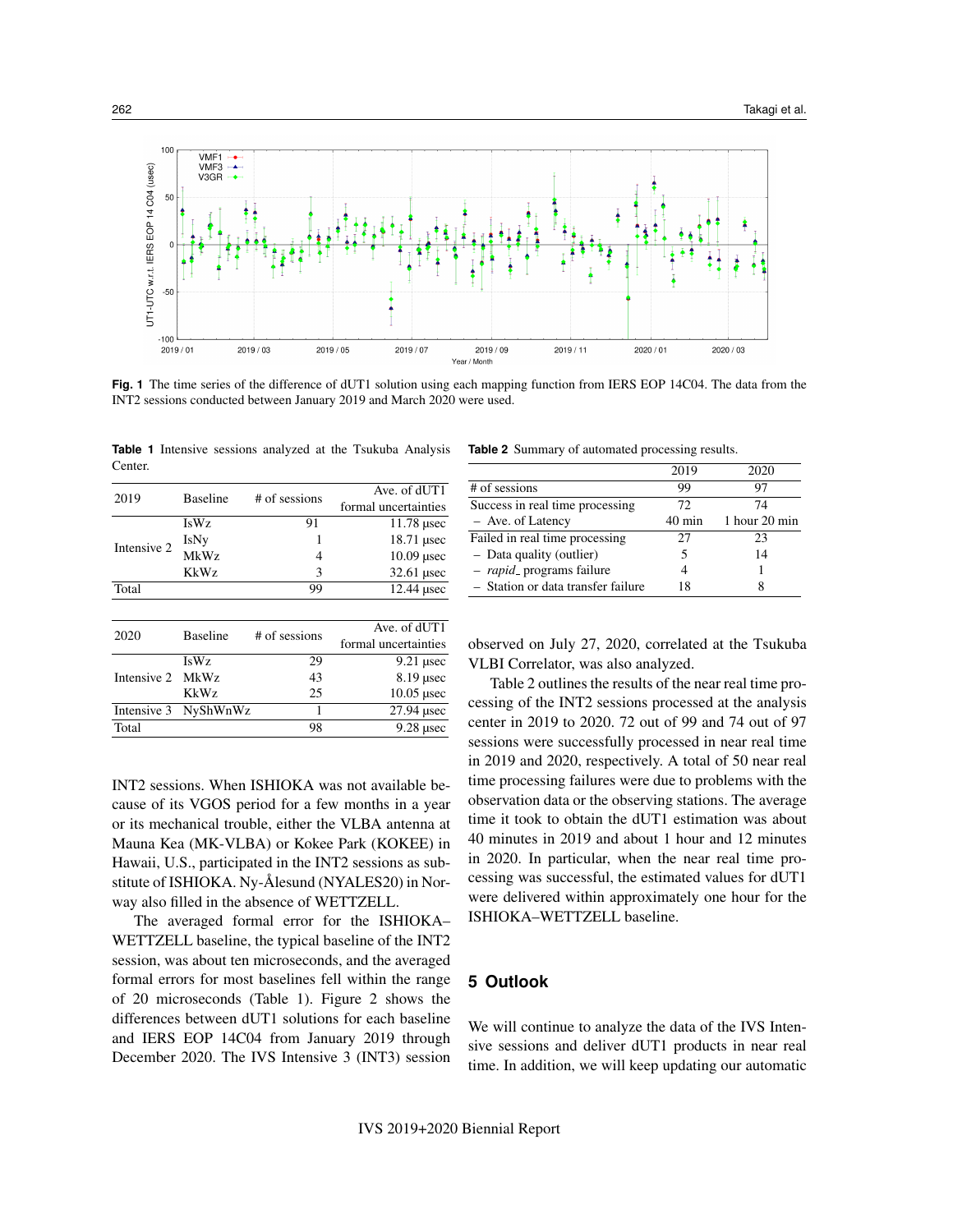**Fig. 1** The time series of the difference of dUT1 solution using each mapping function from IERS EOP 14C04. The data from the INT2 sessions conducted between January 2019 and March 2020 were used.

**Table 1** Intensive sessions analyzed at the Tsukuba Analysis Center.

| 2019 | Baseline | # of sessions | Ave. of dUT1 formal uncertainties |
|---|---|---|---|
| Intensive 2 | IsWz | 91 | 11.78 μsec |
| | IsNy | 1 | 18.71 μsec |
| | MkWz | 4 | 10.09 μsec |
| | KkWz | 3 | 32.61 μsec |
| Total | | 99 | 12.44 μsec |

| 2020 | Baseline | # of sessions | Ave. of dUT1 formal uncertainties |
|---|---|---|---|
| Intensive 2 | IsWz | 29 | 9.21 μsec |
| | MkWz | 43 | 8.19 μsec |
| | KkWz | 25 | 10.05 μsec |
| Intensive 3 | NyShWnWz | 1 | 27.94 μsec |
| Total | | 98 | 9.28 μsec |

INT2 sessions. When ISHIOKA was not available because of its VGOS period for a few months in a year or its mechanical trouble, either the VLBA antenna at Mauna Kea (MK-VLBA) or Kokee Park (KOKEE) in Hawaii, U.S., participated in the INT2 sessions as substitute of ISHIOKA. Ny-Ålesund (NYALES20) in Norway also filled in the absence of WETTZELL.

The averaged formal error for the ISHIOKA–WETTZELL baseline, the typical baseline of the INT2 session, was about ten microseconds, and the averaged formal errors for most baselines fell within the range of 20 microseconds (Table 1). Figure 2 shows the differences between dUT1 solutions for each baseline and IERS EOP 14C04 from January 2019 through December 2020. The IVS Intensive 3 (INT3) session observed on July 27, 2020, correlated at the Tsukuba VLBI Correlator, was also analyzed.

**Table 2** Summary of automated processing results.

| | 2019 | 2020 |
|---|---|---|
| # of sessions | 99 | 97 |
| Success in real time processing | 72 | 74 |
| – Ave. of Latency | 40 min | 1 hour 20 min |
| Failed in real time processing | 27 | 23 |
| – Data quality (outlier) | 5 | 14 |
| – *rapid_* programs failure | 4 | 1 |
| – Station or data transfer failure | 18 | 8 |

Table 2 outlines the results of the near real time processing of the INT2 sessions processed at the analysis center in 2019 to 2020. 72 out of 99 and 74 out of 97 sessions were successfully processed in near real time in 2019 and 2020, respectively. A total of 50 near real time processing failures were due to problems with the observation data or the observing stations. The average time it took to obtain the dUT1 estimation was about 40 minutes in 2019 and about 1 hour and 12 minutes in 2020. In particular, when the near real time processing was successful, the estimated values for dUT1 were delivered within approximately one hour for the ISHIOKA–WETTZELL baseline.

## 5 Outlook

We will continue to analyze the data of the IVS Intensive sessions and deliver dUT1 products in near real time. In addition, we will keep updating our automatic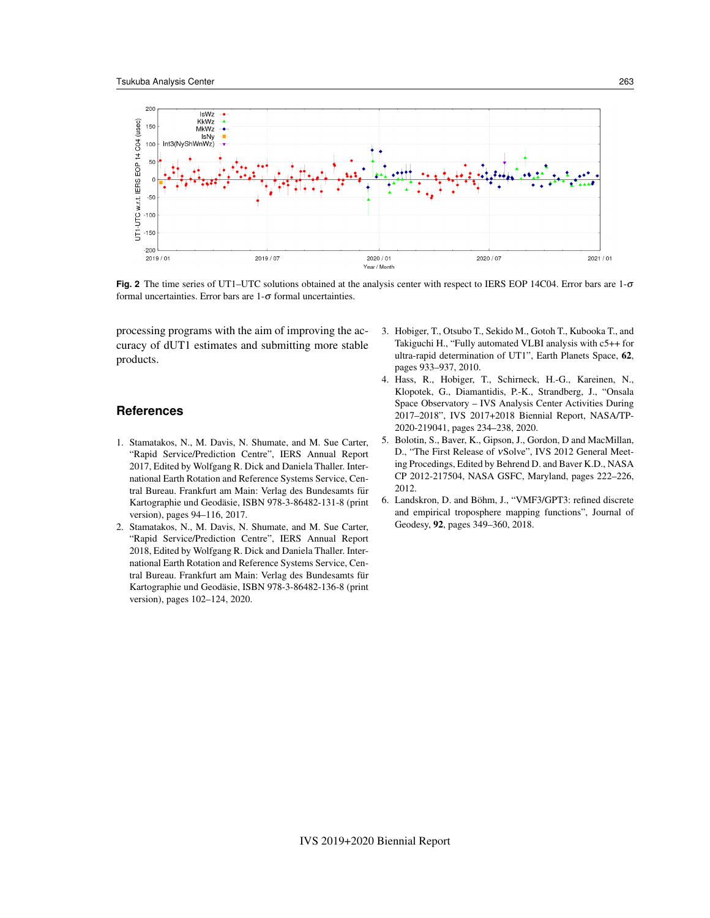200
150
100
50
0
-50
-100
-150
-200

UT1-UTC w.r.t. IERS EOP 14 C04 (usec)

IsWz
KkWz
MkWz
IsNy
Int3(NyShWnWz)

2019 / 01
2019 / 07
2020 / 01
2020 / 07
2021 / 01

Year / Month

**Fig. 2** The time series of UT1–UTC solutions obtained at the analysis center with respect to IERS EOP 14C04. Error bars are 1-$\sigma$ formal uncertainties. Error bars are 1-$\sigma$ formal uncertainties.

processing programs with the aim of improving the accuracy of dUT1 estimates and submitting more stable products.

## References

1. Stamatakos, N., M. Davis, N. Shumate, and M. Sue Carter, "Rapid Service/Prediction Centre", IERS Annual Report 2017, Edited by Wolfgang R. Dick and Daniela Thaller. International Earth Rotation and Reference Systems Service, Central Bureau. Frankfurt am Main: Verlag des Bundesamts für Kartographie und Geodäsie, ISBN 978-3-86482-131-8 (print version), pages 94–116, 2017.
2. Stamatakos, N., M. Davis, N. Shumate, and M. Sue Carter, "Rapid Service/Prediction Centre", IERS Annual Report 2018, Edited by Wolfgang R. Dick and Daniela Thaller. International Earth Rotation and Reference Systems Service, Central Bureau. Frankfurt am Main: Verlag des Bundesamts für Kartographie und Geodäsie, ISBN 978-3-86482-136-8 (print version), pages 102–124, 2020.
3. Hobiger, T., Otsubo T., Sekido M., Gotoh T., Kubooka T., and Takiguchi H., "Fully automated VLBI analysis with c5++ for ultra-rapid determination of UT1", Earth Planets Space, **62**, pages 933–937, 2010.
4. Hass, R., Hobiger, T., Schirneck, H.-G., Kareinen, N., Klopotek, G., Diamantidis, P.-K., Strandberg, J., "Onsala Space Observatory – IVS Analysis Center Activities During 2017–2018", IVS 2017+2018 Biennial Report, NASA/TP-2020-219041, pages 234–238, 2020.
5. Bolotin, S., Baver, K., Gipson, J., Gordon, D and MacMillan, D., "The First Release of $\nu$Solve", IVS 2012 General Meeting Procedings, Edited by Behrend D. and Baver K.D., NASA CP 2012-217504, NASA GSFC, Maryland, pages 222–226, 2012.
6. Landskron, D. and Böhm, J., "VMF3/GPT3: refined discrete and empirical troposphere mapping functions", Journal of Geodesy, **92**, pages 349–360, 2018.